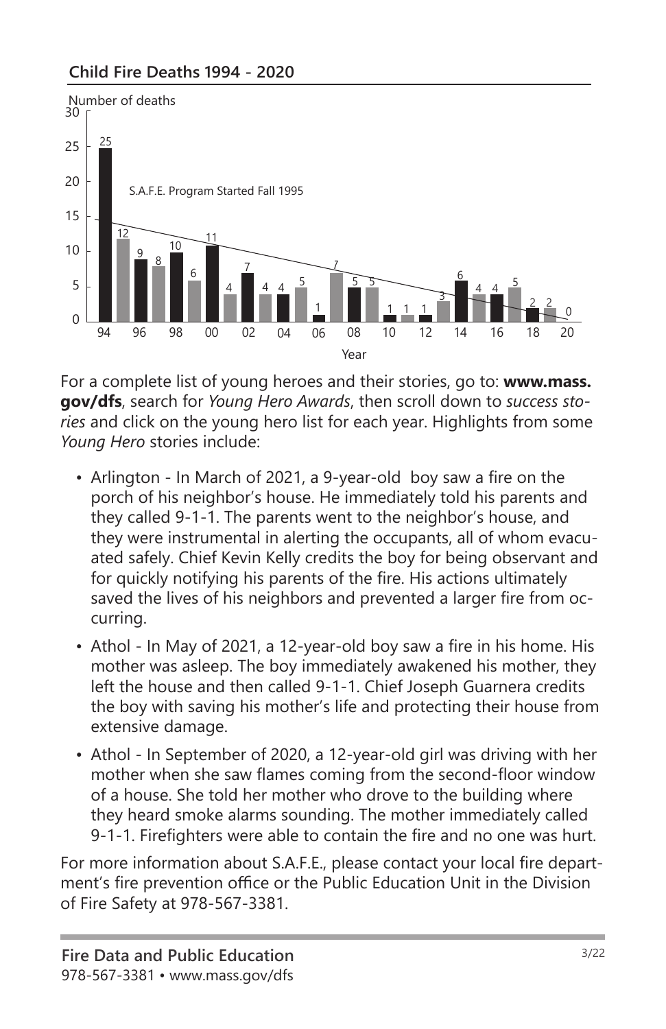## Child Fire Deaths 1994 - 2020

Number of deaths

S.A.F.E. Program Started Fall 1995

| Year | 94 | 95 | 96 | 97 | 98 | 99 | 00 | 01 | 02 | 03 | 04 | 05 | 06 | 07 | 08 | 09 | 10 | 11 | 12 | 13 | 14 | 15 | 16 | 17 | 18 | 19 | 20 |
|---|---|---|---|---|---|---|---|---|---|---|---|---|---|---|---|---|---|---|---|---|---|---|---|---|---|---|---|
| Number of deaths | 25 | 12 | 9 | 8 | 10 | 6 | 11 | 4 | 7 | 4 | 4 | 5 | 1 | 7 | 5 | 5 | 1 | 1 | 1 | 3 | 6 | 4 | 4 | 5 | 2 | 2 | 0 |

Year

For a complete list of young heroes and their stories, go to: **www.mass.gov/dfs**, search for *Young Hero Awards*, then scroll down to *success stories* and click on the young hero list for each year. Highlights from some *Young Hero* stories include:

- Arlington - In March of 2021, a 9-year-old boy saw a fire on the porch of his neighbor's house. He immediately told his parents and they called 9-1-1. The parents went to the neighbor's house, and they were instrumental in alerting the occupants, all of whom evacuated safely. Chief Kevin Kelly credits the boy for being observant and for quickly notifying his parents of the fire. His actions ultimately saved the lives of his neighbors and prevented a larger fire from occurring.
- Athol - In May of 2021, a 12-year-old boy saw a fire in his home. His mother was asleep. The boy immediately awakened his mother, they left the house and then called 9-1-1. Chief Joseph Guarnera credits the boy with saving his mother's life and protecting their house from extensive damage.
- Athol - In September of 2020, a 12-year-old girl was driving with her mother when she saw flames coming from the second-floor window of a house. She told her mother who drove to the building where they heard smoke alarms sounding. The mother immediately called 9-1-1. Firefighters were able to contain the fire and no one was hurt.

For more information about S.A.F.E., please contact your local fire department's fire prevention office or the Public Education Unit in the Division of Fire Safety at 978-567-3381.

**Fire Data and Public Education**
978-567-3381 • www.mass.gov/dfs

3/22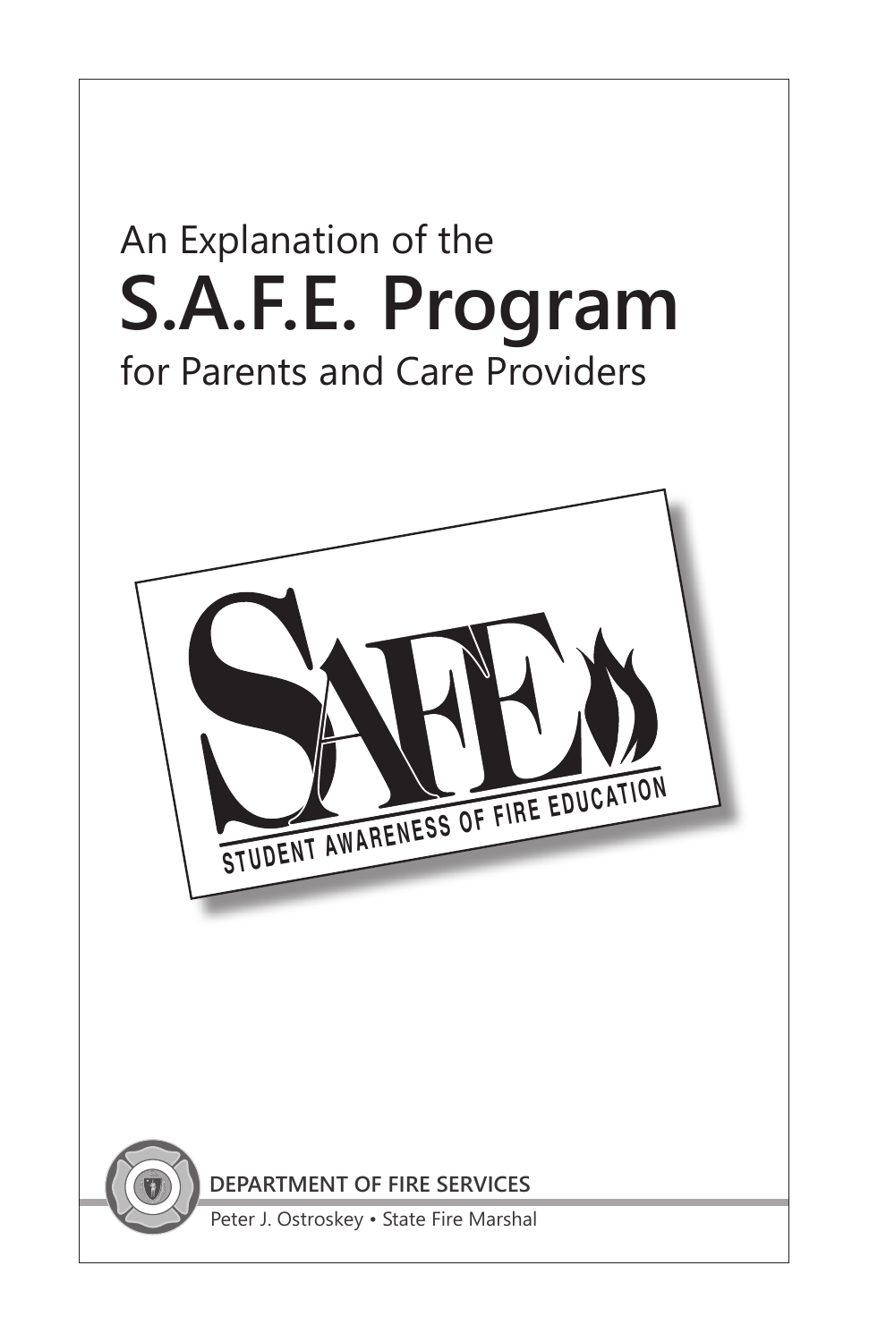An Explanation of the

# S.A.F.E. Program

for Parents and Care Providers

STUDENT AWARENESS OF FIRE EDUCATION

**DEPARTMENT OF FIRE SERVICES**

Peter J. Ostroskey • State Fire Marshal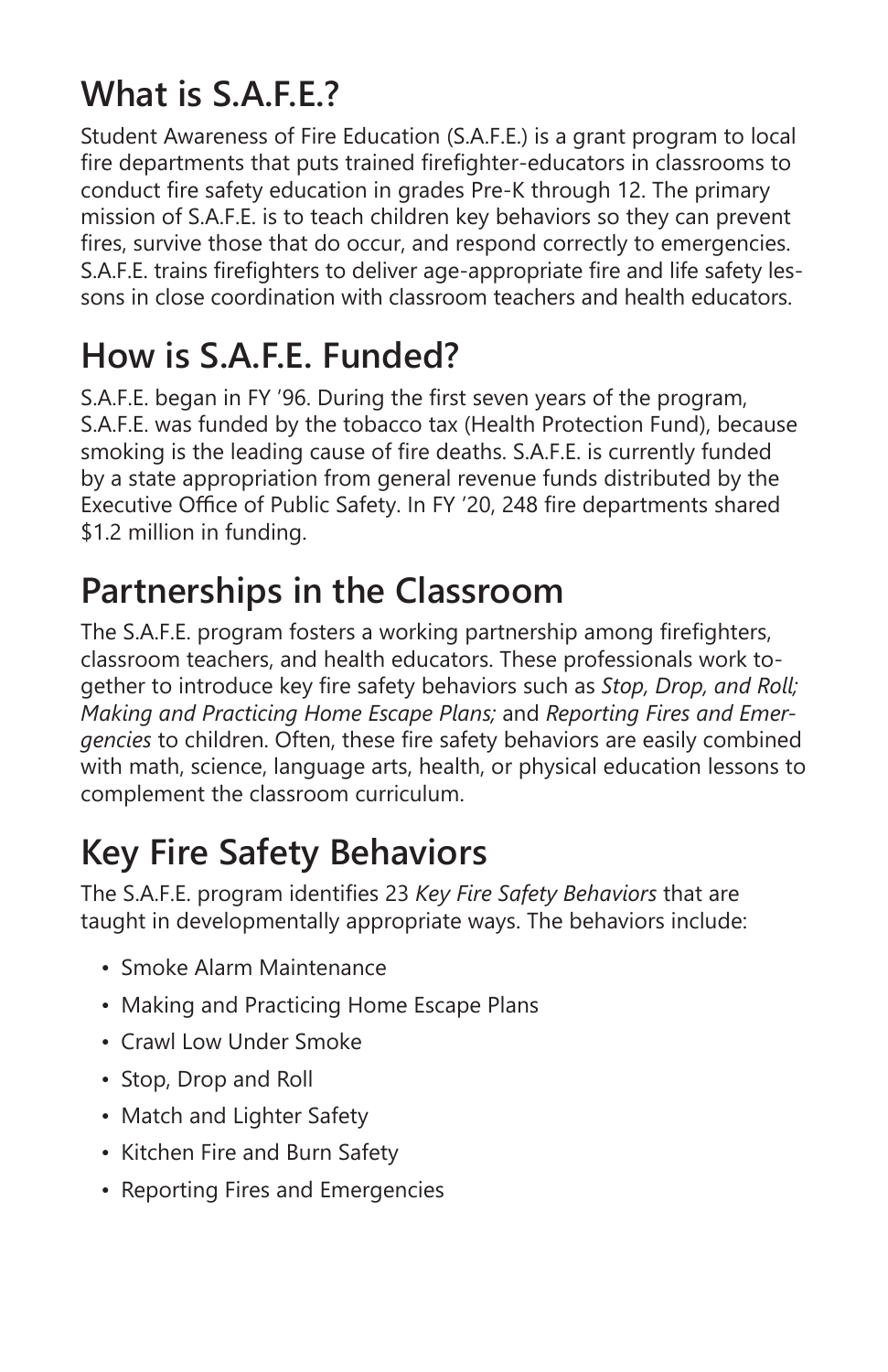## What is S.A.F.E.?

Student Awareness of Fire Education (S.A.F.E.) is a grant program to local fire departments that puts trained firefighter-educators in classrooms to conduct fire safety education in grades Pre-K through 12. The primary mission of S.A.F.E. is to teach children key behaviors so they can prevent fires, survive those that do occur, and respond correctly to emergencies. S.A.F.E. trains firefighters to deliver age-appropriate fire and life safety lessons in close coordination with classroom teachers and health educators.

## How is S.A.F.E. Funded?

S.A.F.E. began in FY '96. During the first seven years of the program, S.A.F.E. was funded by the tobacco tax (Health Protection Fund), because smoking is the leading cause of fire deaths. S.A.F.E. is currently funded by a state appropriation from general revenue funds distributed by the Executive Office of Public Safety. In FY '20, 248 fire departments shared $1.2 million in funding.

## Partnerships in the Classroom

The S.A.F.E. program fosters a working partnership among firefighters, classroom teachers, and health educators. These professionals work together to introduce key fire safety behaviors such as *Stop, Drop, and Roll; Making and Practicing Home Escape Plans;* and *Reporting Fires and Emergencies* to children. Often, these fire safety behaviors are easily combined with math, science, language arts, health, or physical education lessons to complement the classroom curriculum.

## Key Fire Safety Behaviors

The S.A.F.E. program identifies 23 *Key Fire Safety Behaviors* that are taught in developmentally appropriate ways. The behaviors include:

- Smoke Alarm Maintenance
- Making and Practicing Home Escape Plans
- Crawl Low Under Smoke
- Stop, Drop and Roll
- Match and Lighter Safety
- Kitchen Fire and Burn Safety
- Reporting Fires and Emergencies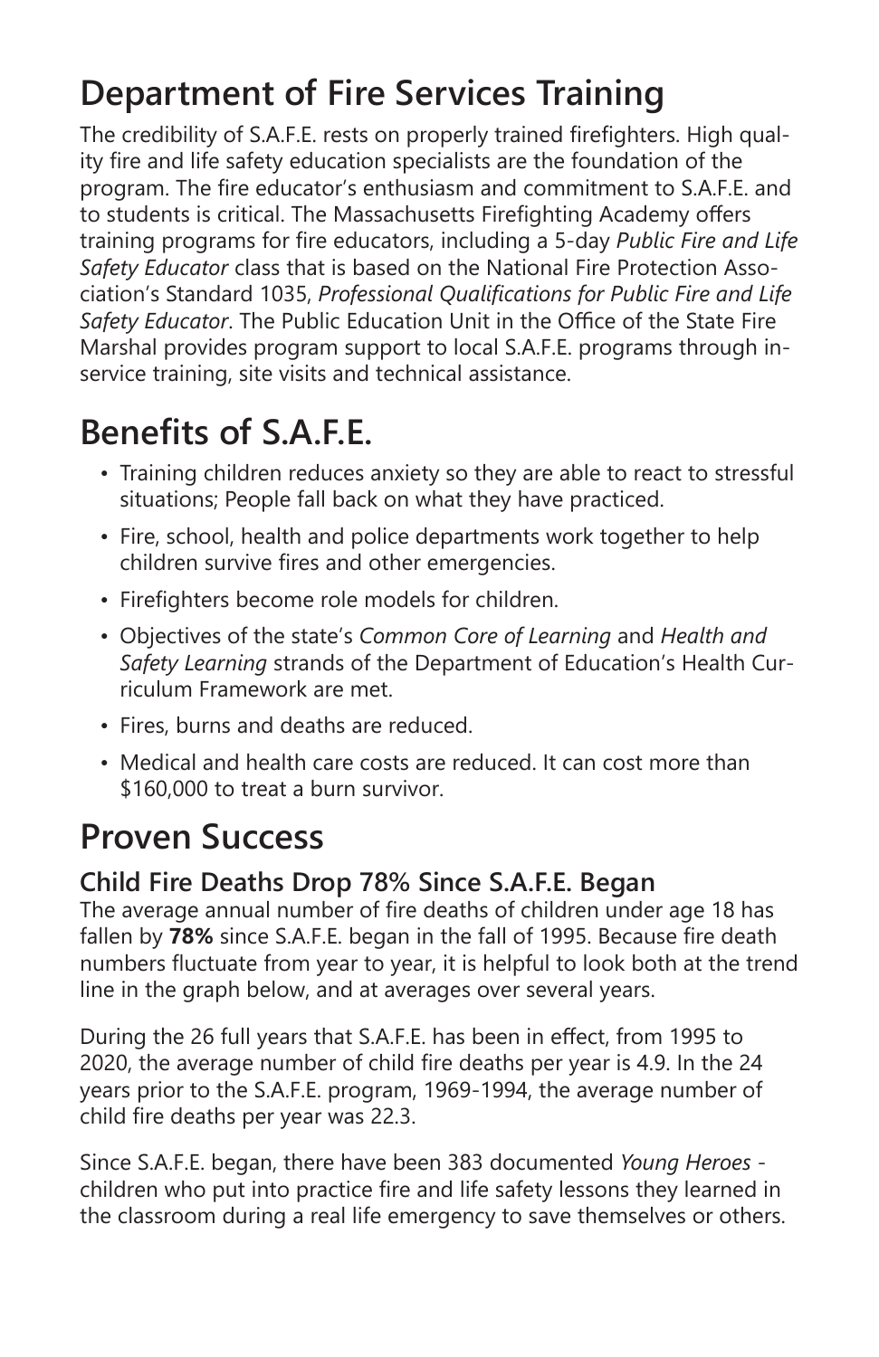## Department of Fire Services Training

The credibility of S.A.F.E. rests on properly trained firefighters. High quality fire and life safety education specialists are the foundation of the program. The fire educator's enthusiasm and commitment to S.A.F.E. and to students is critical. The Massachusetts Firefighting Academy offers training programs for fire educators, including a 5-day *Public Fire and Life Safety Educator* class that is based on the National Fire Protection Association's Standard 1035, *Professional Qualifications for Public Fire and Life Safety Educator*. The Public Education Unit in the Office of the State Fire Marshal provides program support to local S.A.F.E. programs through in-service training, site visits and technical assistance.

## Benefits of S.A.F.E.

- Training children reduces anxiety so they are able to react to stressful situations; People fall back on what they have practiced.
- Fire, school, health and police departments work together to help children survive fires and other emergencies.
- Firefighters become role models for children.
- Objectives of the state's *Common Core of Learning* and *Health and Safety Learning* strands of the Department of Education's Health Curriculum Framework are met.
- Fires, burns and deaths are reduced.
- Medical and health care costs are reduced. It can cost more than $160,000 to treat a burn survivor.

## Proven Success

### Child Fire Deaths Drop 78% Since S.A.F.E. Began

The average annual number of fire deaths of children under age 18 has fallen by **78%** since S.A.F.E. began in the fall of 1995. Because fire death numbers fluctuate from year to year, it is helpful to look both at the trend line in the graph below, and at averages over several years.

During the 26 full years that S.A.F.E. has been in effect, from 1995 to 2020, the average number of child fire deaths per year is 4.9. In the 24 years prior to the S.A.F.E. program, 1969-1994, the average number of child fire deaths per year was 22.3.

Since S.A.F.E. began, there have been 383 documented *Young Heroes* - children who put into practice fire and life safety lessons they learned in the classroom during a real life emergency to save themselves or others.